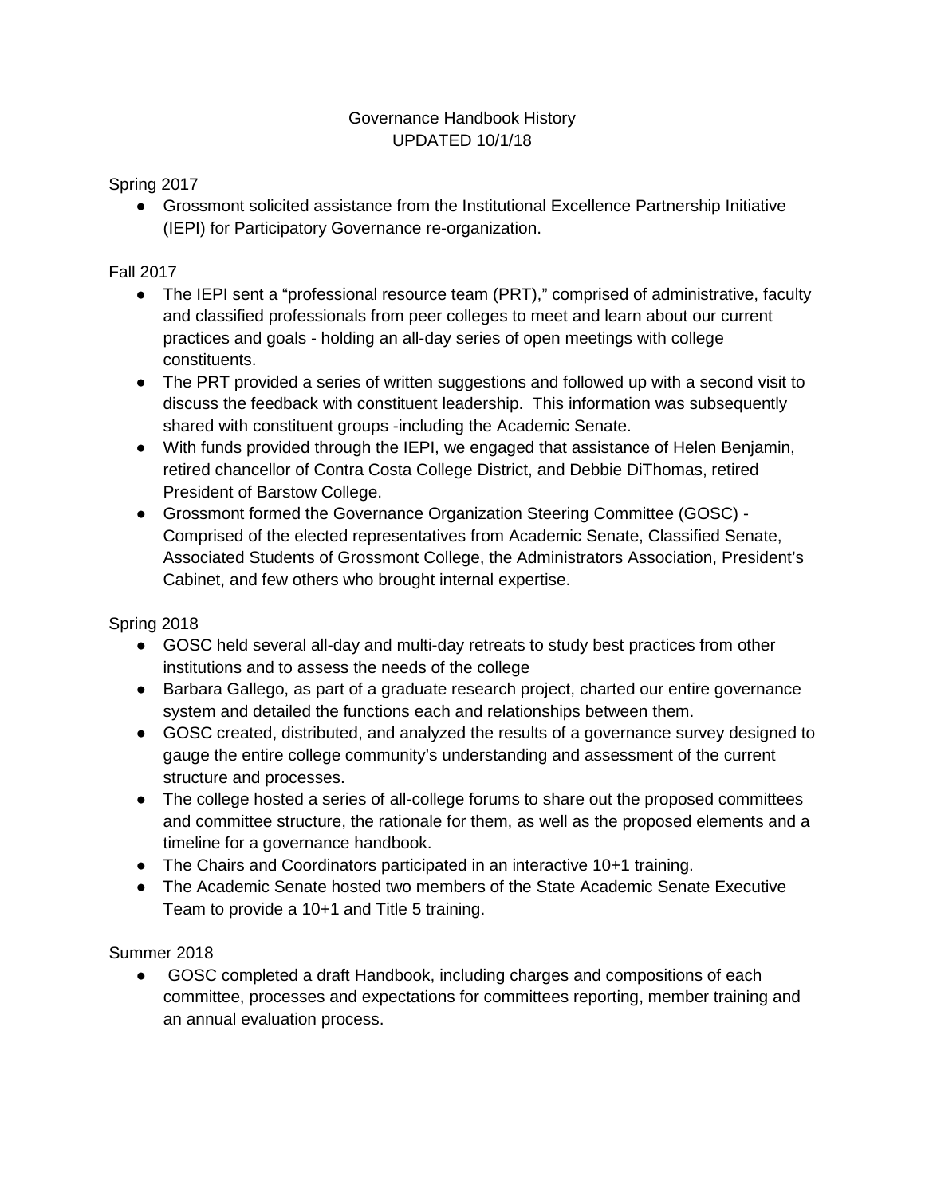# Governance Handbook History

UPDATED 10/1/18

## Spring 2017

- Grossmont solicited assistance from the Institutional Excellence Partnership Initiative (IEPI) for Participatory Governance re-organization.

## Fall 2017

- The IEPI sent a "professional resource team (PRT)," comprised of administrative, faculty and classified professionals from peer colleges to meet and learn about our current practices and goals - holding an all-day series of open meetings with college constituents.
- The PRT provided a series of written suggestions and followed up with a second visit to discuss the feedback with constituent leadership. This information was subsequently shared with constituent groups -including the Academic Senate.
- With funds provided through the IEPI, we engaged that assistance of Helen Benjamin, retired chancellor of Contra Costa College District, and Debbie DiThomas, retired President of Barstow College.
- Grossmont formed the Governance Organization Steering Committee (GOSC) - Comprised of the elected representatives from Academic Senate, Classified Senate, Associated Students of Grossmont College, the Administrators Association, President's Cabinet, and few others who brought internal expertise.

## Spring 2018

- GOSC held several all-day and multi-day retreats to study best practices from other institutions and to assess the needs of the college
- Barbara Gallego, as part of a graduate research project, charted our entire governance system and detailed the functions each and relationships between them.
- GOSC created, distributed, and analyzed the results of a governance survey designed to gauge the entire college community's understanding and assessment of the current structure and processes.
- The college hosted a series of all-college forums to share out the proposed committees and committee structure, the rationale for them, as well as the proposed elements and a timeline for a governance handbook.
- The Chairs and Coordinators participated in an interactive 10+1 training.
- The Academic Senate hosted two members of the State Academic Senate Executive Team to provide a 10+1 and Title 5 training.

## Summer 2018

- GOSC completed a draft Handbook, including charges and compositions of each committee, processes and expectations for committees reporting, member training and an annual evaluation process.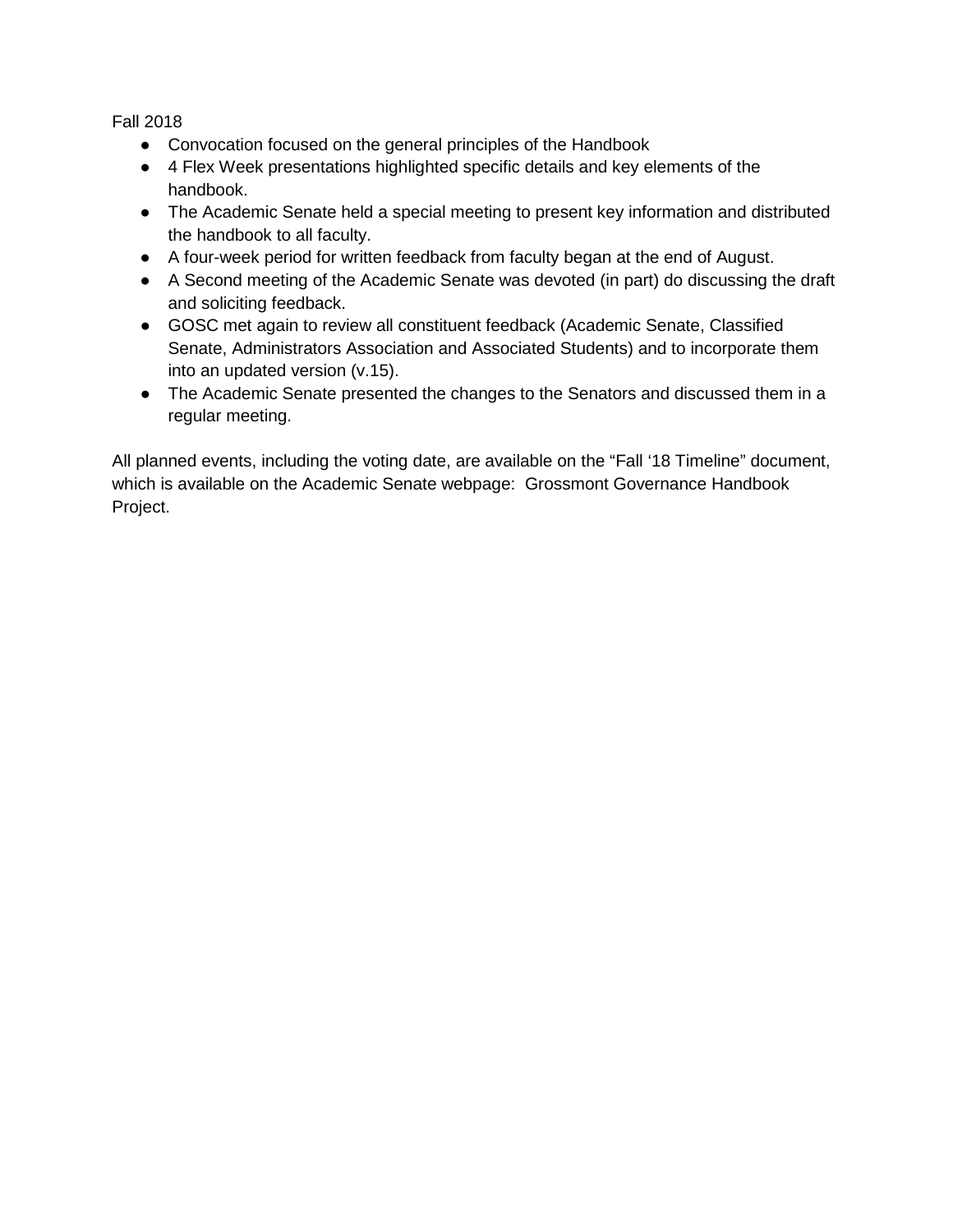Fall 2018

- Convocation focused on the general principles of the Handbook
- 4 Flex Week presentations highlighted specific details and key elements of the handbook.
- The Academic Senate held a special meeting to present key information and distributed the handbook to all faculty.
- A four-week period for written feedback from faculty began at the end of August.
- A Second meeting of the Academic Senate was devoted (in part) do discussing the draft and soliciting feedback.
- GOSC met again to review all constituent feedback (Academic Senate, Classified Senate, Administrators Association and Associated Students) and to incorporate them into an updated version (v.15).
- The Academic Senate presented the changes to the Senators and discussed them in a regular meeting.

All planned events, including the voting date, are available on the "Fall '18 Timeline" document, which is available on the Academic Senate webpage:  Grossmont Governance Handbook Project.